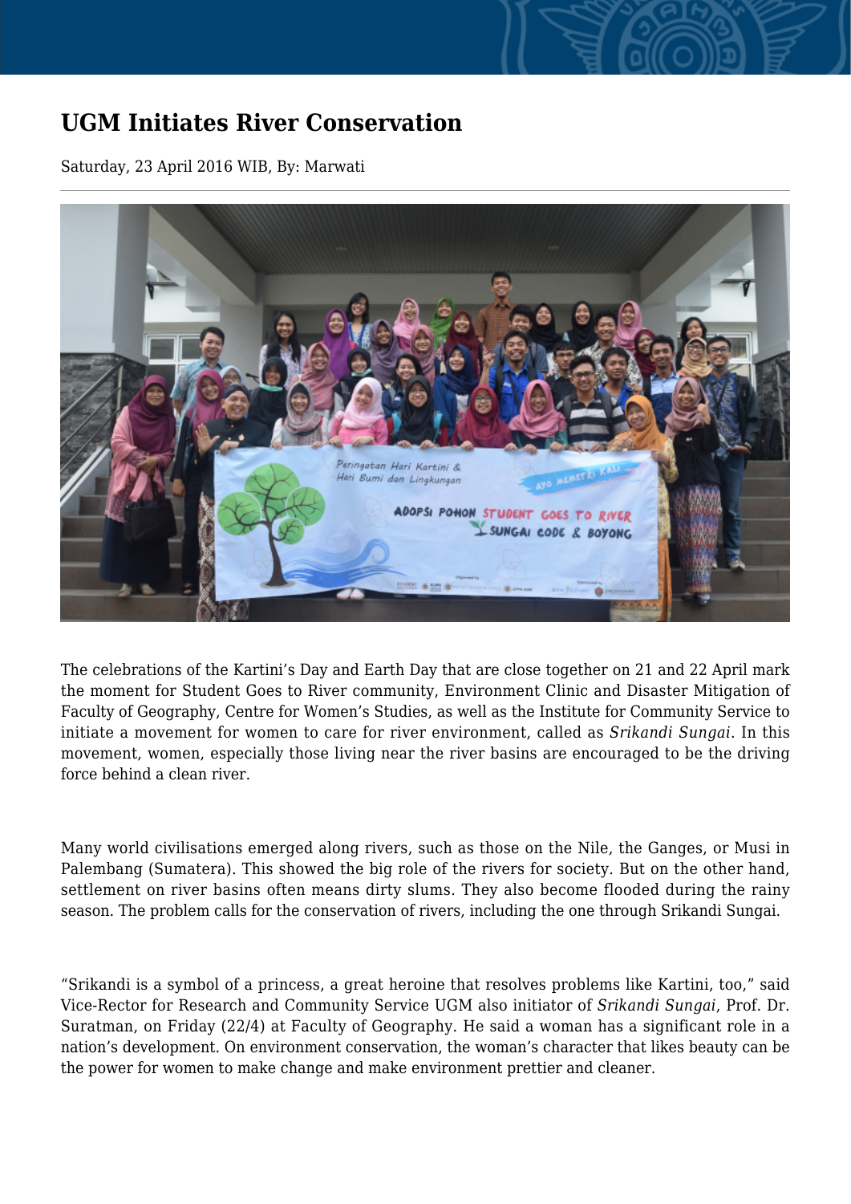# UGM Initiates River Conservation

Saturday, 23 April 2016 WIB, By: Marwati

The celebrations of the Kartini's Day and Earth Day that are close together on 21 and 22 April mark the moment for Student Goes to River community, Environment Clinic and Disaster Mitigation of Faculty of Geography, Centre for Women's Studies, as well as the Institute for Community Service to initiate a movement for women to care for river environment, called as *Srikandi Sungai*. In this movement, women, especially those living near the river basins are encouraged to be the driving force behind a clean river.

Many world civilisations emerged along rivers, such as those on the Nile, the Ganges, or Musi in Palembang (Sumatera). This showed the big role of the rivers for society. But on the other hand, settlement on river basins often means dirty slums. They also become flooded during the rainy season. The problem calls for the conservation of rivers, including the one through Srikandi Sungai.

"Srikandi is a symbol of a princess, a great heroine that resolves problems like Kartini, too," said Vice-Rector for Research and Community Service UGM also initiator of *Srikandi Sungai*, Prof. Dr. Suratman, on Friday (22/4) at Faculty of Geography. He said a woman has a significant role in a nation's development. On environment conservation, the woman's character that likes beauty can be the power for women to make change and make environment prettier and cleaner.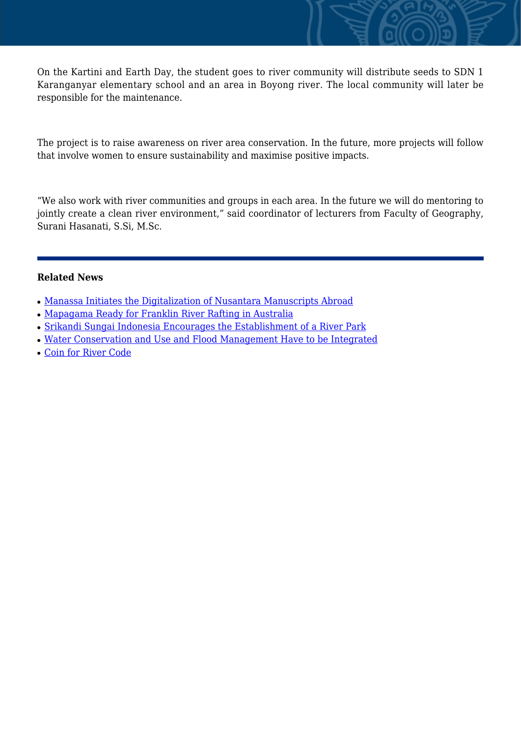On the Kartini and Earth Day, the student goes to river community will distribute seeds to SDN 1 Karanganyar elementary school and an area in Boyong river. The local community will later be responsible for the maintenance.

The project is to raise awareness on river area conservation. In the future, more projects will follow that involve women to ensure sustainability and maximise positive impacts.

“We also work with river communities and groups in each area. In the future we will do mentoring to jointly create a clean river environment,” said coordinator of lecturers from Faculty of Geography, Surani Hasanati, S.Si, M.Sc.

---

**Related News**

- Manassa Initiates the Digitalization of Nusantara Manuscripts Abroad
- Mapagama Ready for Franklin River Rafting in Australia
- Srikandi Sungai Indonesia Encourages the Establishment of a River Park
- Water Conservation and Use and Flood Management Have to be Integrated
- Coin for River Code